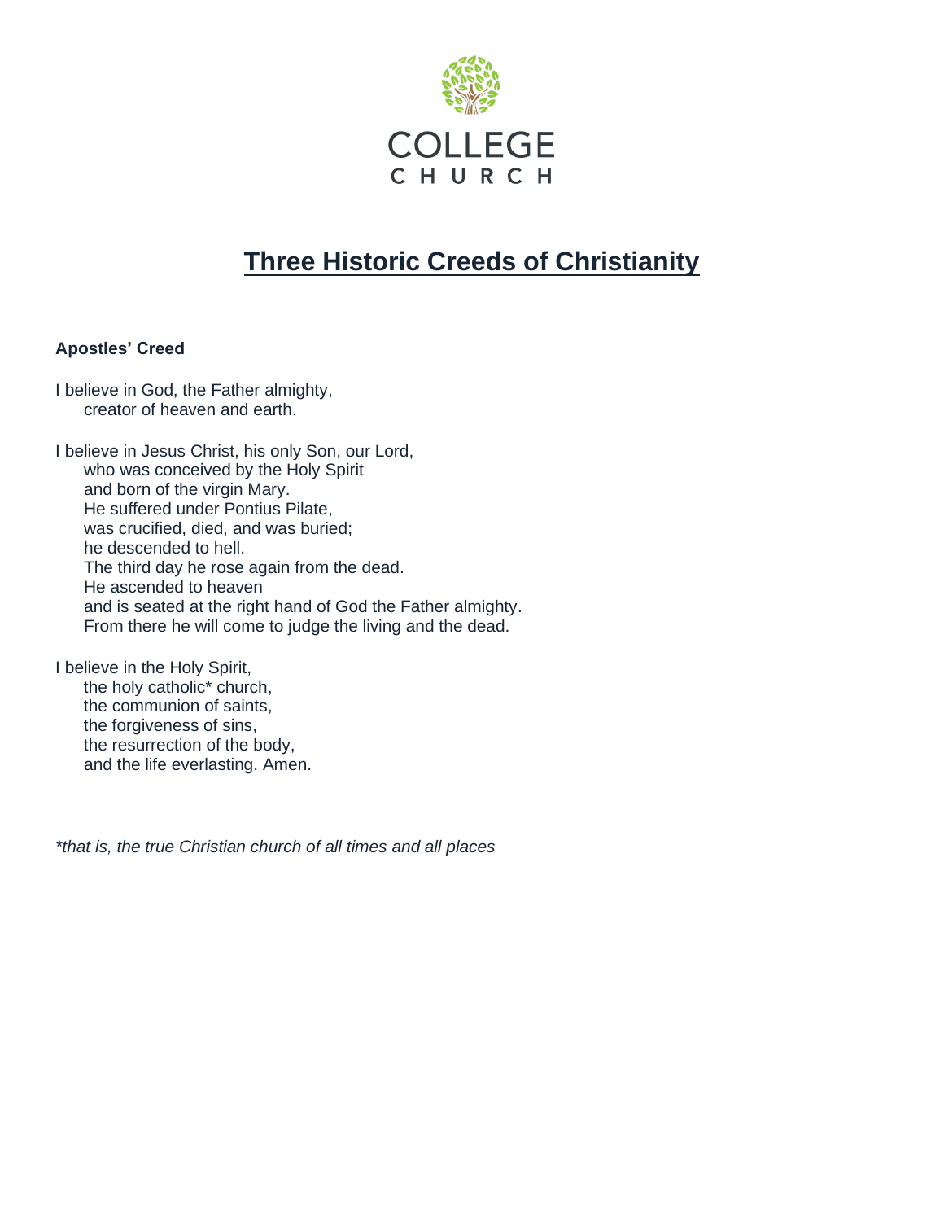COLLEGE
CHURCH

# Three Historic Creeds of Christianity

**Apostles' Creed**

I believe in God, the Father almighty,
  creator of heaven and earth.

I believe in Jesus Christ, his only Son, our Lord,
  who was conceived by the Holy Spirit
  and born of the virgin Mary.
  He suffered under Pontius Pilate,
  was crucified, died, and was buried;
  he descended to hell.
  The third day he rose again from the dead.
  He ascended to heaven
  and is seated at the right hand of God the Father almighty.
  From there he will come to judge the living and the dead.

I believe in the Holy Spirit,
  the holy catholic* church,
  the communion of saints,
  the forgiveness of sins,
  the resurrection of the body,
  and the life everlasting. Amen.

*\*that is, the true Christian church of all times and all places*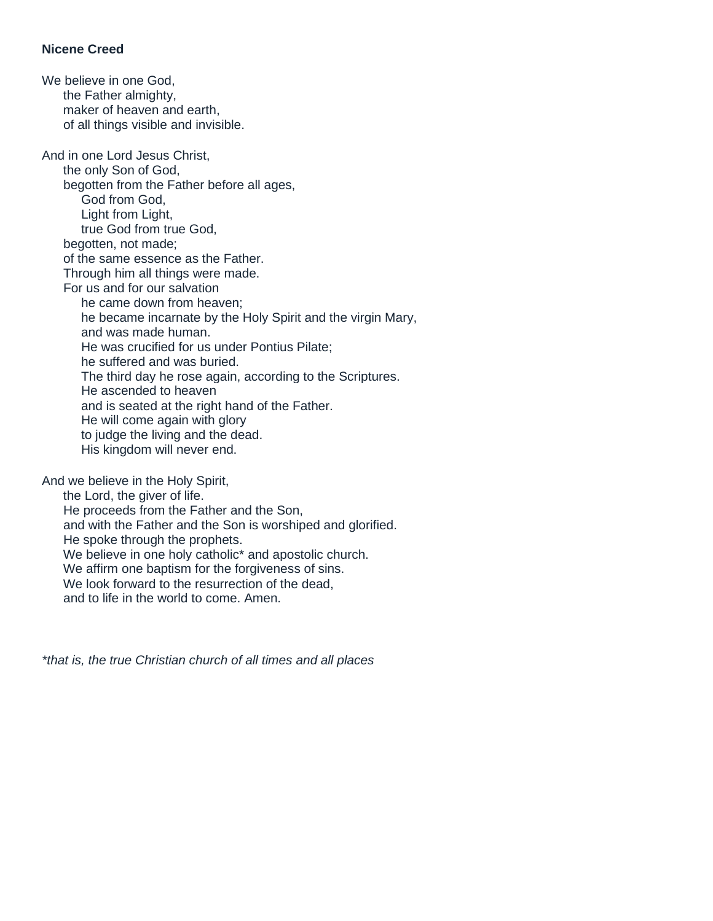**Nicene Creed**

We believe in one God,
the Father almighty,
maker of heaven and earth,
of all things visible and invisible.

And in one Lord Jesus Christ,
the only Son of God,
begotten from the Father before all ages,
God from God,
Light from Light,
true God from true God,
begotten, not made;
of the same essence as the Father.
Through him all things were made.
For us and for our salvation
he came down from heaven;
he became incarnate by the Holy Spirit and the virgin Mary,
and was made human.
He was crucified for us under Pontius Pilate;
he suffered and was buried.
The third day he rose again, according to the Scriptures.
He ascended to heaven
and is seated at the right hand of the Father.
He will come again with glory
to judge the living and the dead.
His kingdom will never end.

And we believe in the Holy Spirit,
the Lord, the giver of life.
He proceeds from the Father and the Son,
and with the Father and the Son is worshiped and glorified.
He spoke through the prophets.
We believe in one holy catholic* and apostolic church.
We affirm one baptism for the forgiveness of sins.
We look forward to the resurrection of the dead,
and to life in the world to come. Amen.

*\*that is, the true Christian church of all times and all places*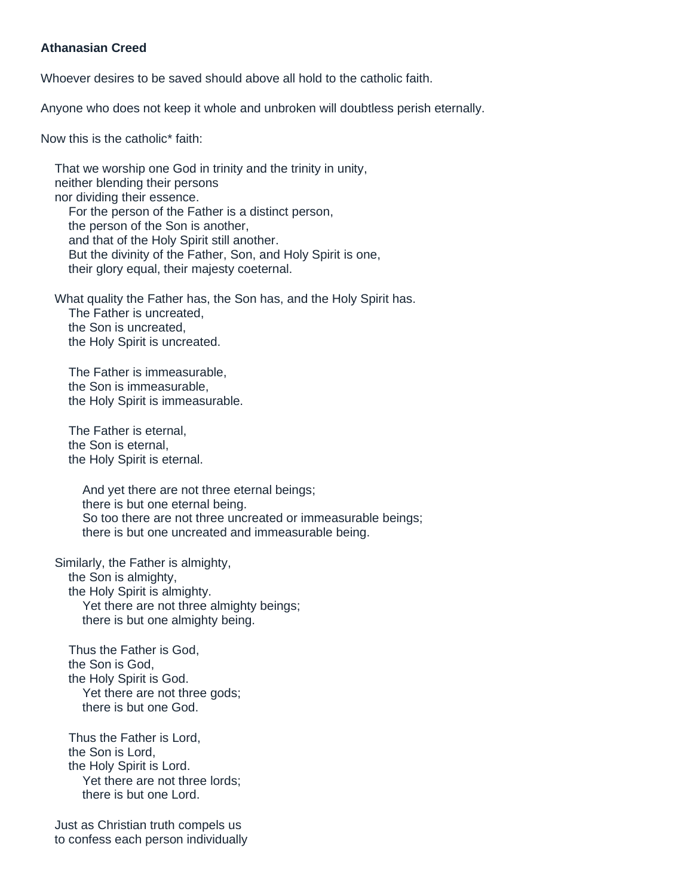**Athanasian Creed**

Whoever desires to be saved should above all hold to the catholic faith.

Anyone who does not keep it whole and unbroken will doubtless perish eternally.

Now this is the catholic* faith:

That we worship one God in trinity and the trinity in unity,
neither blending their persons
nor dividing their essence.
For the person of the Father is a distinct person,
the person of the Son is another,
and that of the Holy Spirit still another.
But the divinity of the Father, Son, and Holy Spirit is one,
their glory equal, their majesty coeternal.

What quality the Father has, the Son has, and the Holy Spirit has.
The Father is uncreated,
the Son is uncreated,
the Holy Spirit is uncreated.

The Father is immeasurable,
the Son is immeasurable,
the Holy Spirit is immeasurable.

The Father is eternal,
the Son is eternal,
the Holy Spirit is eternal.

And yet there are not three eternal beings;
there is but one eternal being.
So too there are not three uncreated or immeasurable beings;
there is but one uncreated and immeasurable being.

Similarly, the Father is almighty,
the Son is almighty,
the Holy Spirit is almighty.
Yet there are not three almighty beings;
there is but one almighty being.

Thus the Father is God,
the Son is God,
the Holy Spirit is God.
Yet there are not three gods;
there is but one God.

Thus the Father is Lord,
the Son is Lord,
the Holy Spirit is Lord.
Yet there are not three lords;
there is but one Lord.

Just as Christian truth compels us
to confess each person individually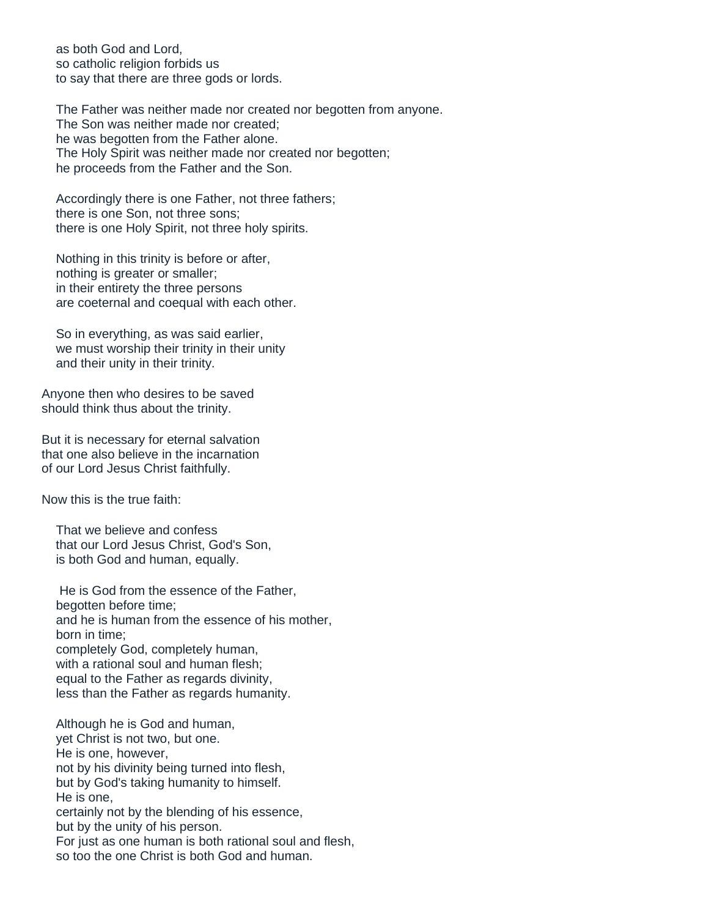as both God and Lord,
so catholic religion forbids us
to say that there are three gods or lords.

The Father was neither made nor created nor begotten from anyone.
The Son was neither made nor created;
he was begotten from the Father alone.
The Holy Spirit was neither made nor created nor begotten;
he proceeds from the Father and the Son.

Accordingly there is one Father, not three fathers;
there is one Son, not three sons;
there is one Holy Spirit, not three holy spirits.

Nothing in this trinity is before or after,
nothing is greater or smaller;
in their entirety the three persons
are coeternal and coequal with each other.

So in everything, as was said earlier,
we must worship their trinity in their unity
and their unity in their trinity.

Anyone then who desires to be saved
should think thus about the trinity.

But it is necessary for eternal salvation
that one also believe in the incarnation
of our Lord Jesus Christ faithfully.

Now this is the true faith:

That we believe and confess
that our Lord Jesus Christ, God's Son,
is both God and human, equally.

He is God from the essence of the Father,
begotten before time;
and he is human from the essence of his mother,
born in time;
completely God, completely human,
with a rational soul and human flesh;
equal to the Father as regards divinity,
less than the Father as regards humanity.

Although he is God and human,
yet Christ is not two, but one.
He is one, however,
not by his divinity being turned into flesh,
but by God's taking humanity to himself.
He is one,
certainly not by the blending of his essence,
but by the unity of his person.
For just as one human is both rational soul and flesh,
so too the one Christ is both God and human.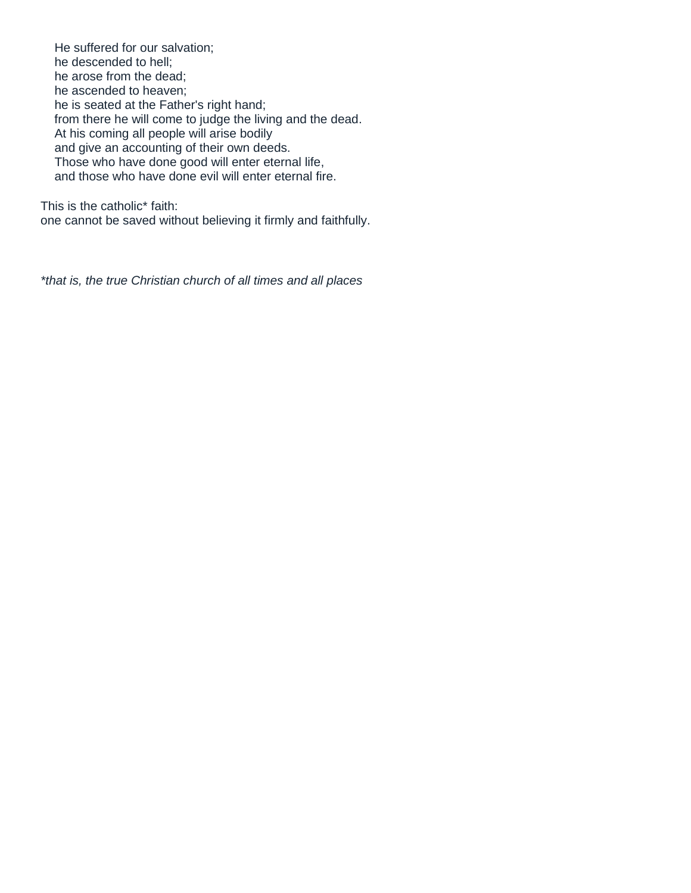He suffered for our salvation;
he descended to hell;
he arose from the dead;
he ascended to heaven;
he is seated at the Father's right hand;
from there he will come to judge the living and the dead.
At his coming all people will arise bodily
and give an accounting of their own deeds.
Those who have done good will enter eternal life,
and those who have done evil will enter eternal fire.

This is the catholic* faith:
one cannot be saved without believing it firmly and faithfully.

*that is, the true Christian church of all times and all places*